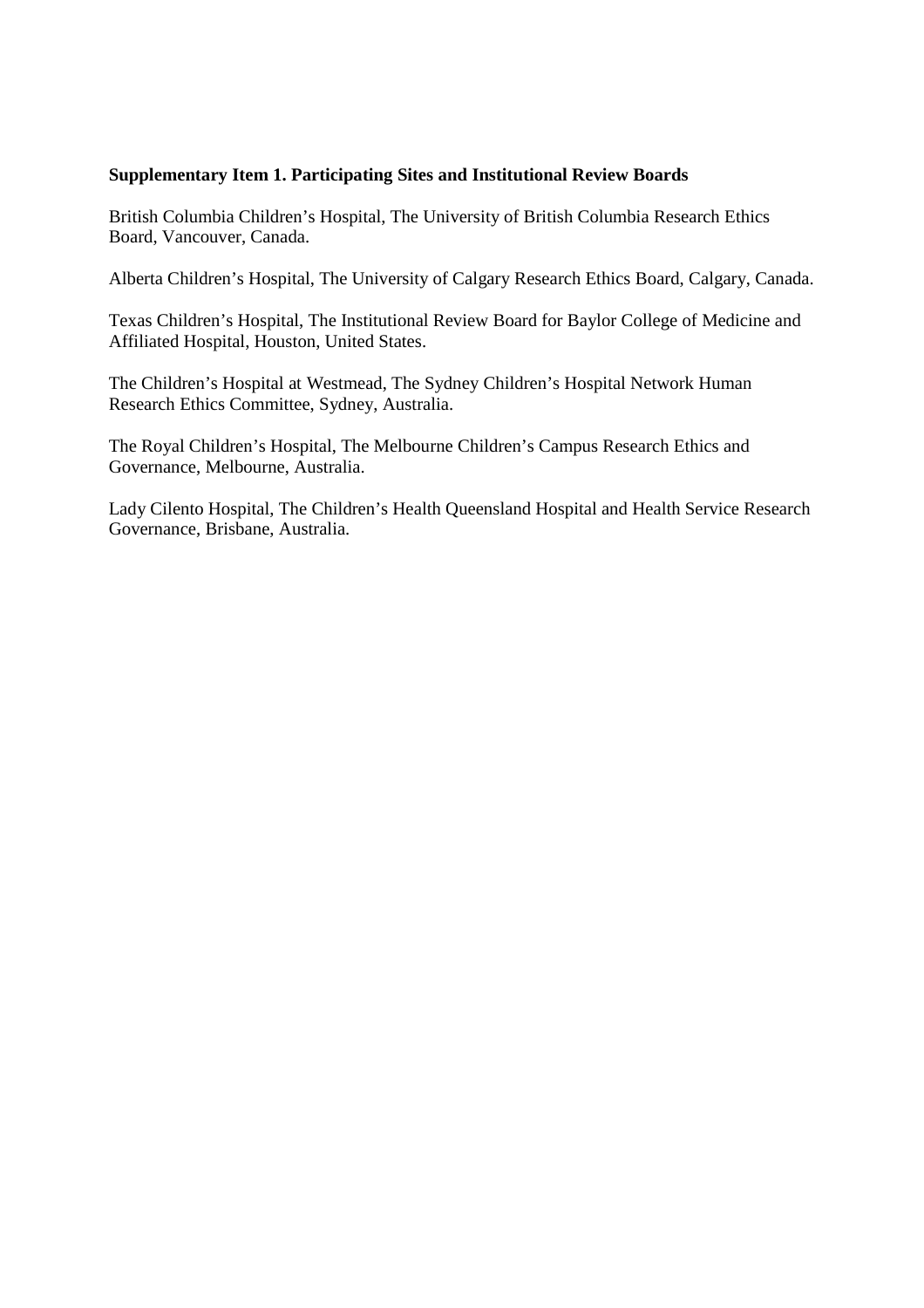**Supplementary Item 1. Participating Sites and Institutional Review Boards**

British Columbia Children's Hospital, The University of British Columbia Research Ethics Board, Vancouver, Canada.

Alberta Children's Hospital, The University of Calgary Research Ethics Board, Calgary, Canada.

Texas Children's Hospital, The Institutional Review Board for Baylor College of Medicine and Affiliated Hospital, Houston, United States.

The Children's Hospital at Westmead, The Sydney Children's Hospital Network Human Research Ethics Committee, Sydney, Australia.

The Royal Children's Hospital, The Melbourne Children's Campus Research Ethics and Governance, Melbourne, Australia.

Lady Cilento Hospital, The Children's Health Queensland Hospital and Health Service Research Governance, Brisbane, Australia.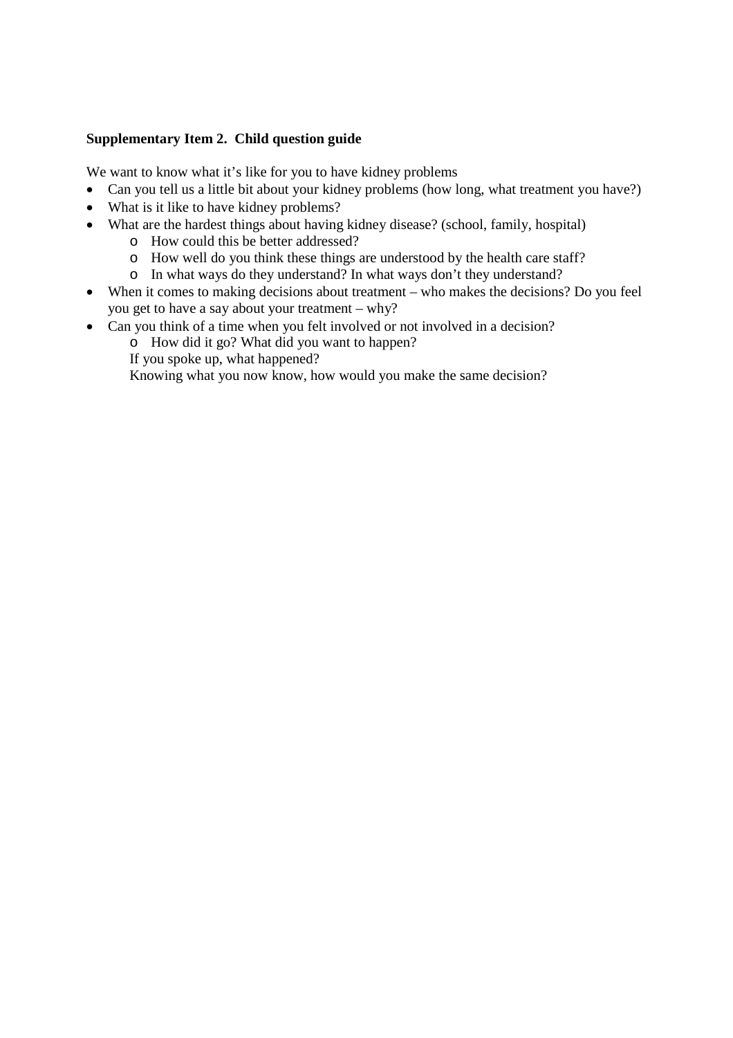**Supplementary Item 2. Child question guide**

We want to know what it's like for you to have kidney problems

- Can you tell us a little bit about your kidney problems (how long, what treatment you have?)
- What is it like to have kidney problems?
- What are the hardest things about having kidney disease? (school, family, hospital)
    - How could this be better addressed?
    - How well do you think these things are understood by the health care staff?
    - In what ways do they understand? In what ways don't they understand?
- When it comes to making decisions about treatment – who makes the decisions? Do you feel you get to have a say about your treatment – why?
- Can you think of a time when you felt involved or not involved in a decision?
    - How did it go? What did you want to happen?

    If you spoke up, what happened?

    Knowing what you now know, how would you make the same decision?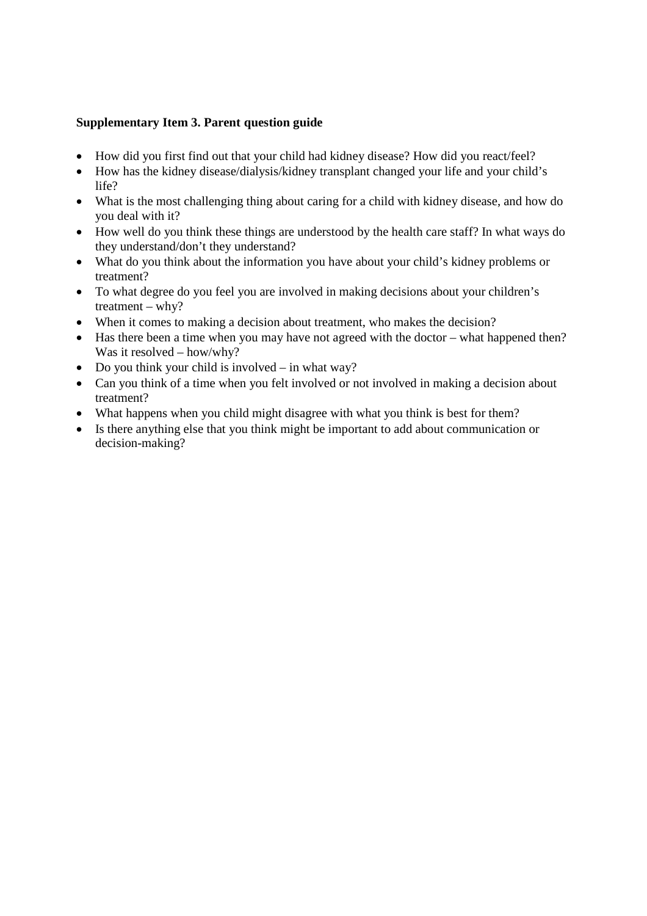**Supplementary Item 3. Parent question guide**

- How did you first find out that your child had kidney disease? How did you react/feel?
- How has the kidney disease/dialysis/kidney transplant changed your life and your child's life?
- What is the most challenging thing about caring for a child with kidney disease, and how do you deal with it?
- How well do you think these things are understood by the health care staff? In what ways do they understand/don't they understand?
- What do you think about the information you have about your child's kidney problems or treatment?
- To what degree do you feel you are involved in making decisions about your children's treatment – why?
- When it comes to making a decision about treatment, who makes the decision?
- Has there been a time when you may have not agreed with the doctor – what happened then? Was it resolved – how/why?
- Do you think your child is involved – in what way?
- Can you think of a time when you felt involved or not involved in making a decision about treatment?
- What happens when you child might disagree with what you think is best for them?
- Is there anything else that you think might be important to add about communication or decision-making?